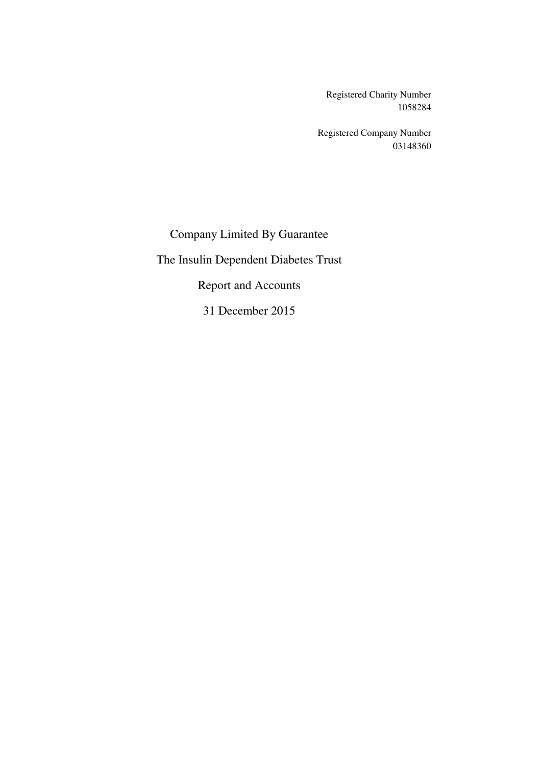Registered Charity Number
1058284

Registered Company Number
03148360

# Company Limited By Guarantee

# The Insulin Dependent Diabetes Trust

# Report and Accounts

# 31 December 2015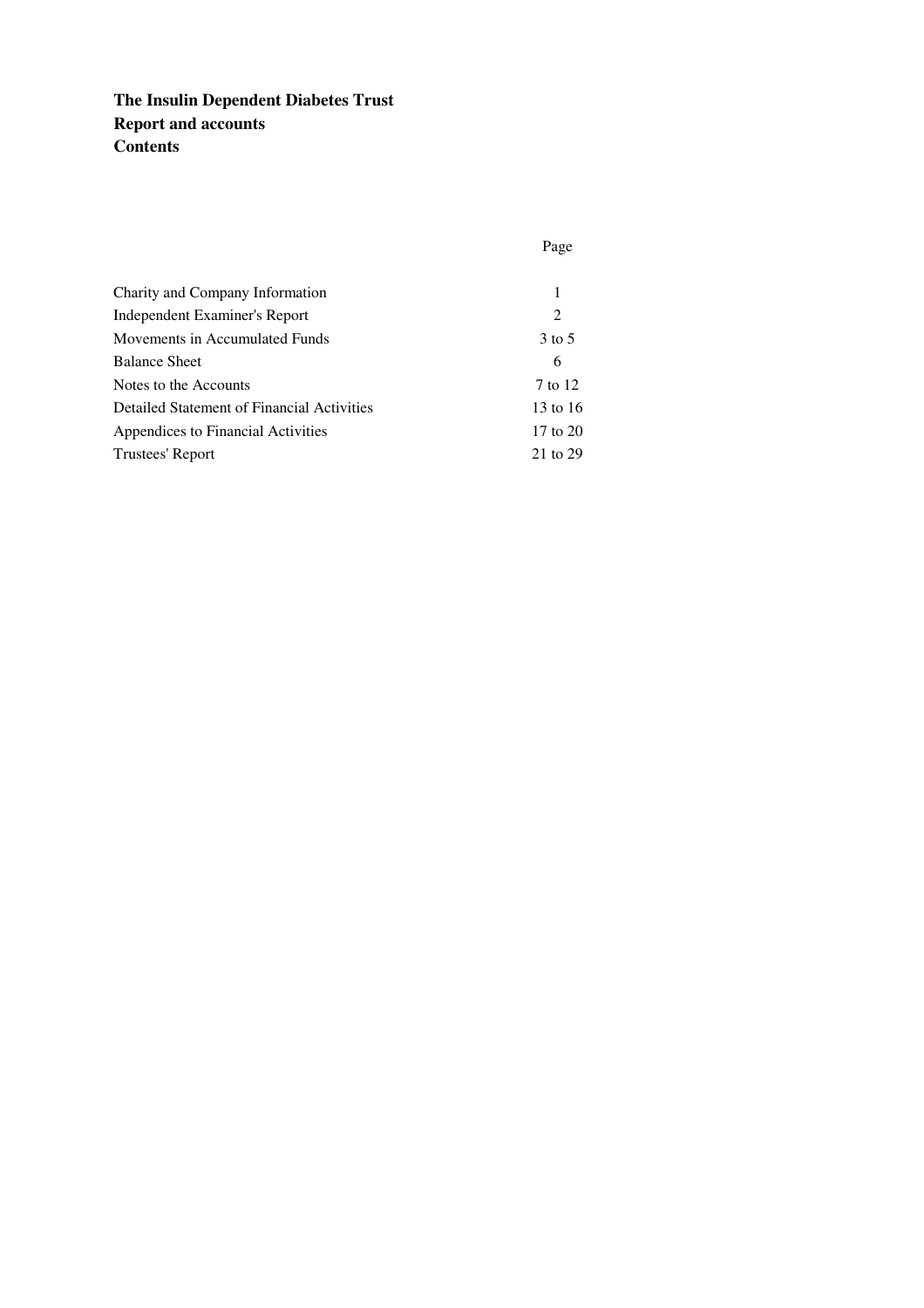**The Insulin Dependent Diabetes Trust**
**Report and accounts**
**Contents**

| | Page |
|---|---|
| Charity and Company Information | 1 |
| Independent Examiner's Report | 2 |
| Movements in Accumulated Funds | 3 to 5 |
| Balance Sheet | 6 |
| Notes to the Accounts | 7 to 12 |
| Detailed Statement of Financial Activities | 13 to 16 |
| Appendices to Financial Activities | 17 to 20 |
| Trustees' Report | 21 to 29 |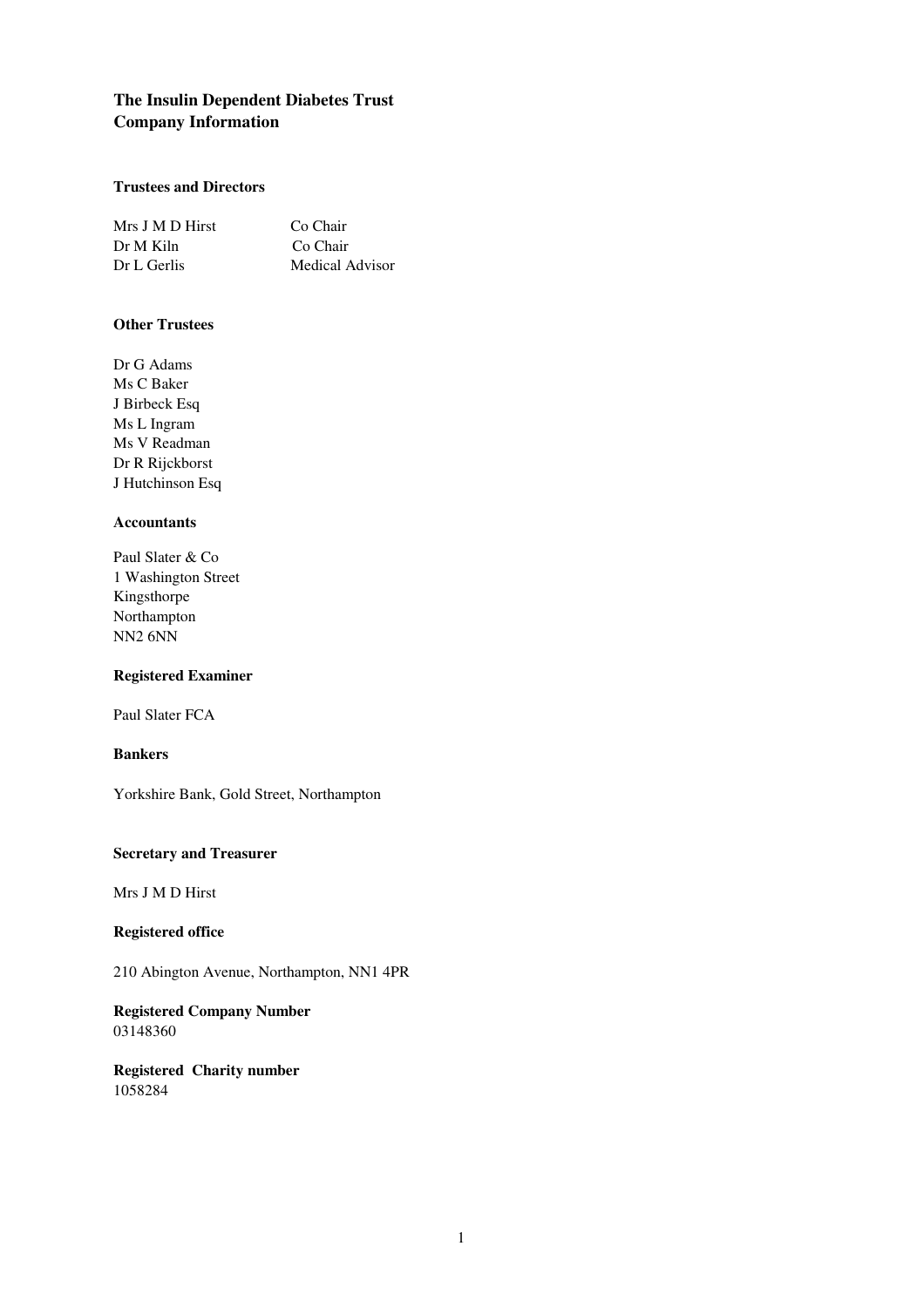# The Insulin Dependent Diabetes Trust
# Company Information

### Trustees and Directors

| | |
|---|---|
| Mrs J M D Hirst | Co Chair |
| Dr M Kiln | Co Chair |
| Dr L Gerlis | Medical Advisor |

### Other Trustees

Dr G Adams
Ms C Baker
J Birbeck Esq
Ms L Ingram
Ms V Readman
Dr R Rijckborst
J Hutchinson Esq

### Accountants

Paul Slater & Co
1 Washington Street
Kingsthorpe
Northampton
NN2 6NN

### Registered Examiner

Paul Slater FCA

### Bankers

Yorkshire Bank, Gold Street, Northampton

### Secretary and Treasurer

Mrs J M D Hirst

### Registered office

210 Abington Avenue, Northampton, NN1 4PR

### Registered Company Number
03148360

### Registered Charity number
1058284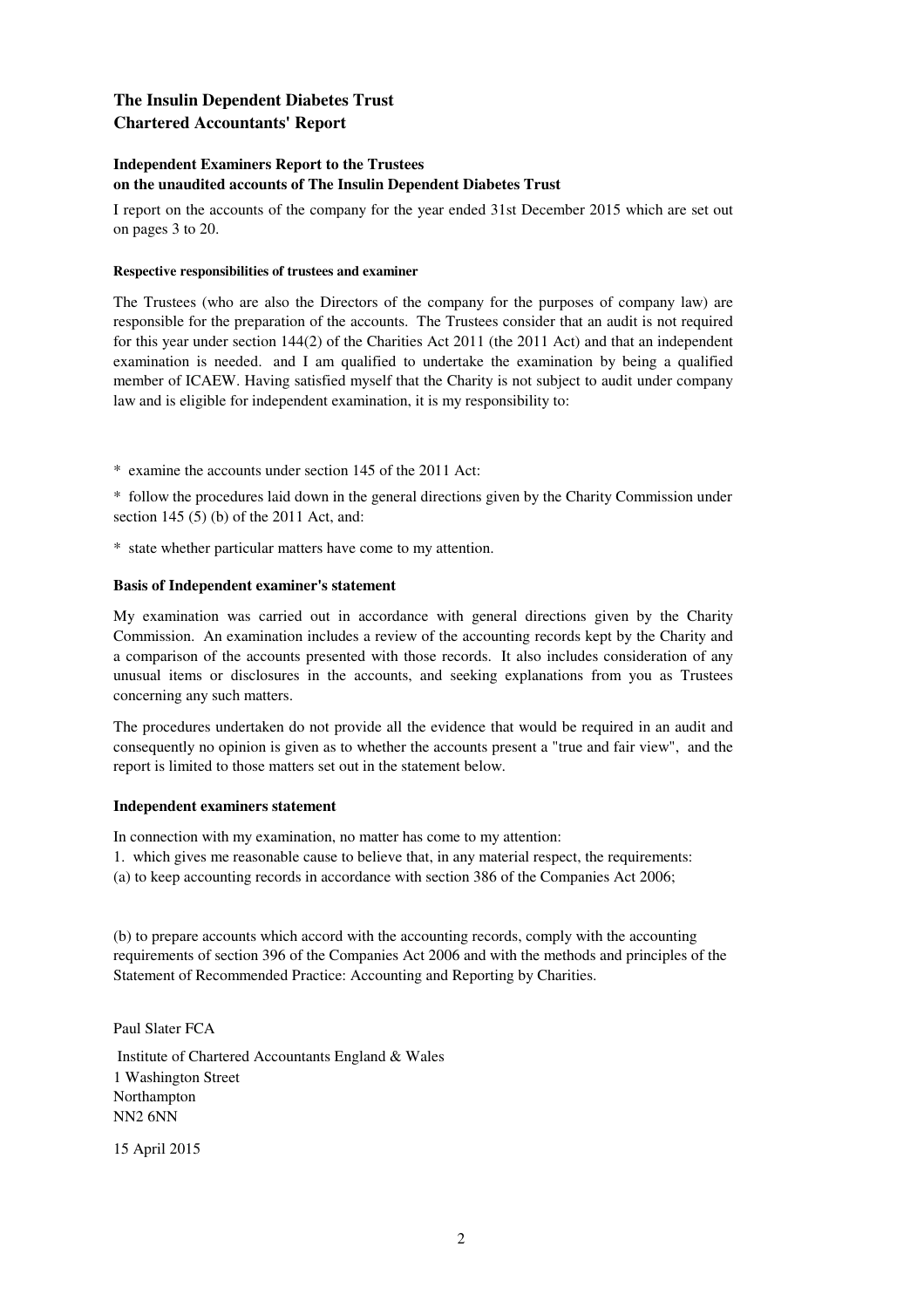# The Insulin Dependent Diabetes Trust
# Chartered Accountants' Report

## Independent Examiners Report to the Trustees on the unaudited accounts of The Insulin Dependent Diabetes Trust

I report on the accounts of the company for the year ended 31st December 2015 which are set out on pages 3 to 20.

#### Respective responsibilities of trustees and examiner

The Trustees (who are also the Directors of the company for the purposes of company law) are responsible for the preparation of the accounts. The Trustees consider that an audit is not required for this year under section 144(2) of the Charities Act 2011 (the 2011 Act) and that an independent examination is needed. and I am qualified to undertake the examination by being a qualified member of ICAEW. Having satisfied myself that the Charity is not subject to audit under company law and is eligible for independent examination, it is my responsibility to:

* examine the accounts under section 145 of the 2011 Act:

* follow the procedures laid down in the general directions given by the Charity Commission under section 145 (5) (b) of the 2011 Act, and:

* state whether particular matters have come to my attention.

### Basis of Independent examiner's statement

My examination was carried out in accordance with general directions given by the Charity Commission. An examination includes a review of the accounting records kept by the Charity and a comparison of the accounts presented with those records. It also includes consideration of any unusual items or disclosures in the accounts, and seeking explanations from you as Trustees concerning any such matters.

The procedures undertaken do not provide all the evidence that would be required in an audit and consequently no opinion is given as to whether the accounts present a "true and fair view", and the report is limited to those matters set out in the statement below.

### Independent examiners statement

In connection with my examination, no matter has come to my attention:

1. which gives me reasonable cause to believe that, in any material respect, the requirements:

(a) to keep accounting records in accordance with section 386 of the Companies Act 2006;

(b) to prepare accounts which accord with the accounting records, comply with the accounting requirements of section 396 of the Companies Act 2006 and with the methods and principles of the Statement of Recommended Practice: Accounting and Reporting by Charities.

Paul Slater FCA

Institute of Chartered Accountants England & Wales
1 Washington Street
Northampton
NN2 6NN

15 April 2015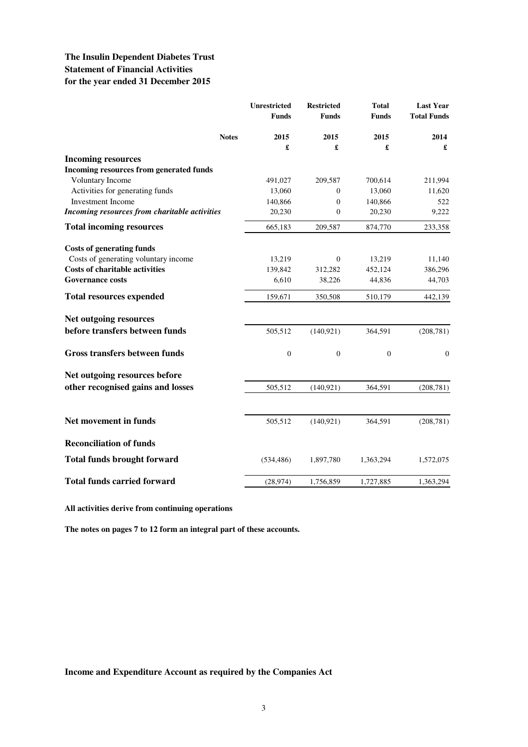# The Insulin Dependent Diabetes Trust
## Statement of Financial Activities
## for the year ended 31 December 2015

| | Notes | Unrestricted Funds 2015 £ | Restricted Funds 2015 £ | Total Funds 2015 £ | Last Year Total Funds 2014 £ |
|---|---|---|---|---|---|
| **Incoming resources** | | | | | |
| **Incoming resources from generated funds** | | | | | |
| Voluntary Income | | 491,027 | 209,587 | 700,614 | 211,994 |
| Activities for generating funds | | 13,060 | 0 | 13,060 | 11,620 |
| Investment Income | | 140,866 | 0 | 140,866 | 522 |
| ***Incoming resources from charitable activities*** | | 20,230 | 0 | 20,230 | 9,222 |
| **Total incoming resources** | | 665,183 | 209,587 | 874,770 | 233,358 |
| **Costs of generating funds** | | | | | |
| Costs of generating voluntary income | | 13,219 | 0 | 13,219 | 11,140 |
| **Costs of charitable activities** | | 139,842 | 312,282 | 452,124 | 386,296 |
| **Governance costs** | | 6,610 | 38,226 | 44,836 | 44,703 |
| **Total resources expended** | | 159,671 | 350,508 | 510,179 | 442,139 |
| **Net outgoing resources before transfers between funds** | | 505,512 | (140,921) | 364,591 | (208,781) |
| **Gross transfers between funds** | | 0 | 0 | 0 | 0 |
| **Net outgoing resources before other recognised gains and losses** | | 505,512 | (140,921) | 364,591 | (208,781) |
| **Net movement in funds** | | 505,512 | (140,921) | 364,591 | (208,781) |
| **Reconciliation of funds** | | | | | |
| **Total funds brought forward** | | (534,486) | 1,897,780 | 1,363,294 | 1,572,075 |
| **Total funds carried forward** | | (28,974) | 1,756,859 | 1,727,885 | 1,363,294 |

**All activities derive from continuing operations**

**The notes on pages 7 to 12 form an integral part of these accounts.**

**Income and Expenditure Account as required by the Companies Act**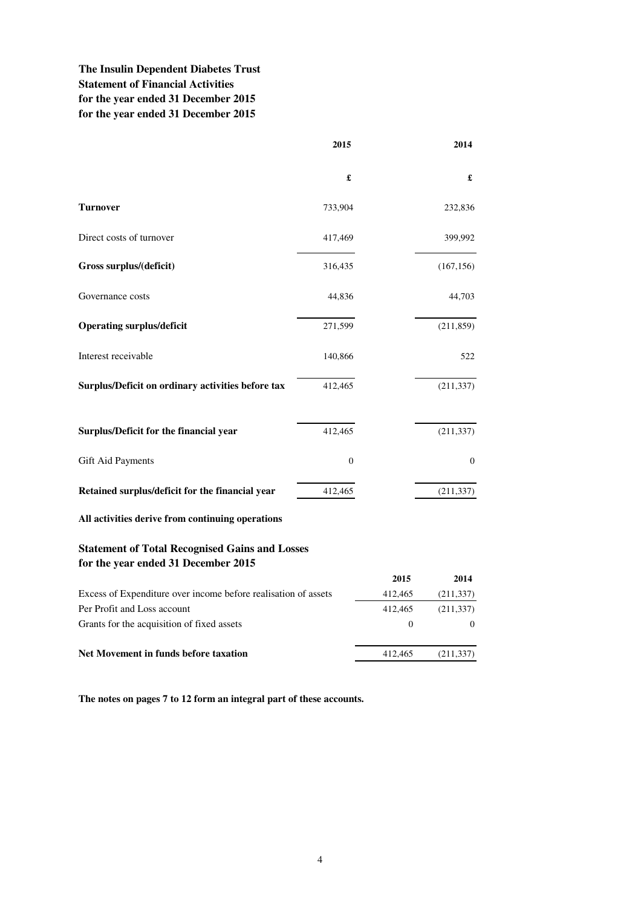**The Insulin Dependent Diabetes Trust**
**Statement of Financial Activities**
**for the year ended 31 December 2015**
**for the year ended 31 December 2015**

| | 2015 | 2014 |
|---|---|---|
| | £ | £ |
| **Turnover** | 733,904 | 232,836 |
| Direct costs of turnover | 417,469 | 399,992 |
| **Gross surplus/(deficit)** | 316,435 | (167,156) |
| Governance costs | 44,836 | 44,703 |
| **Operating surplus/deficit** | 271,599 | (211,859) |
| Interest receivable | 140,866 | 522 |
| **Surplus/Deficit on ordinary activities before tax** | 412,465 | (211,337) |
| **Surplus/Deficit for the financial year** | 412,465 | (211,337) |
| Gift Aid Payments | 0 | 0 |
| **Retained surplus/deficit for the financial year** | 412,465 | (211,337) |

**All activities derive from continuing operations**

## Statement of Total Recognised Gains and Losses for the year ended 31 December 2015

| | 2015 | 2014 |
|---|---|---|
| Excess of Expenditure over income before realisation of assets | 412,465 | (211,337) |
| Per Profit and Loss account | 412,465 | (211,337) |
| Grants for the acquisition of fixed assets | 0 | 0 |
| **Net Movement in funds before taxation** | 412,465 | (211,337) |

**The notes on pages 7 to 12 form an integral part of these accounts.**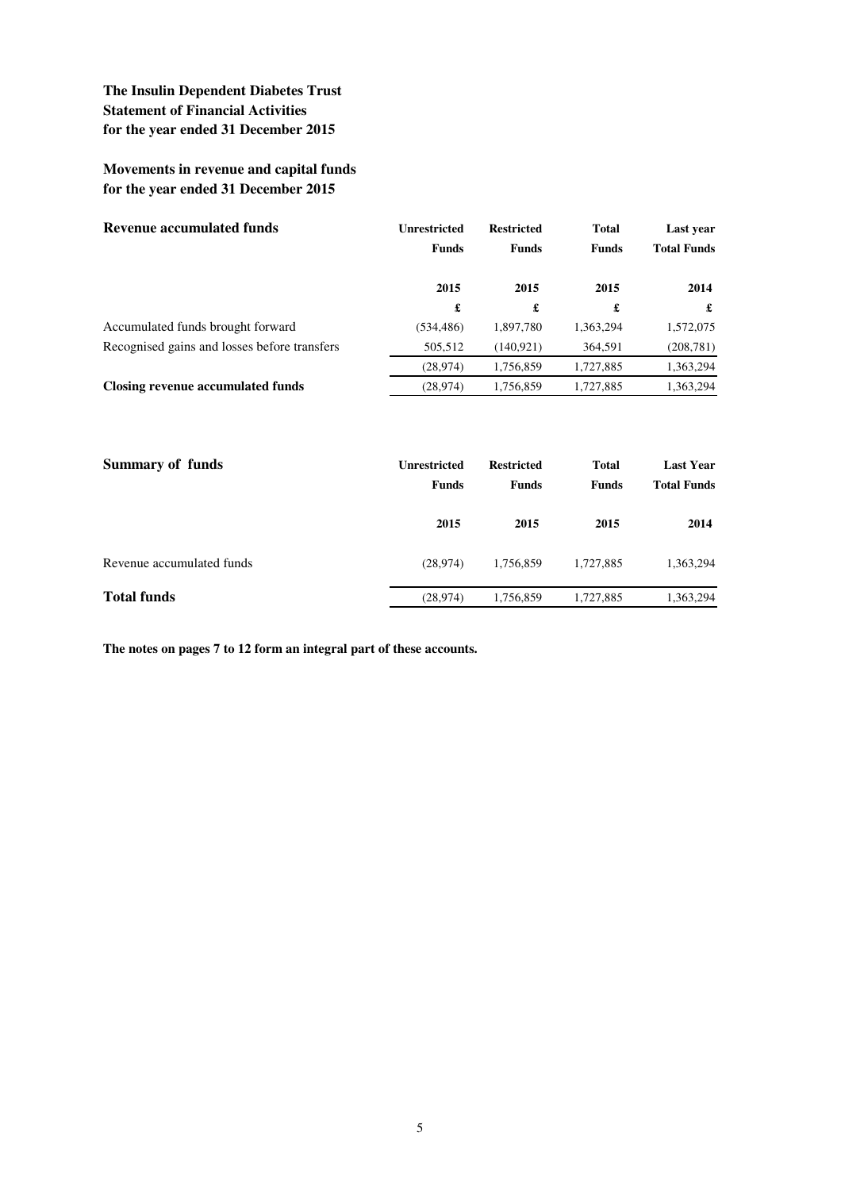**The Insulin Dependent Diabetes Trust**
**Statement of Financial Activities**
**for the year ended 31 December 2015**

**Movements in revenue and capital funds**
**for the year ended 31 December 2015**

| **Revenue accumulated funds** | **Unrestricted Funds** | **Restricted Funds** | **Total Funds** | **Last year Total Funds** |
|---|---|---|---|---|
| | **2015** | **2015** | **2015** | **2014** |
| | **£** | **£** | **£** | **£** |
| Accumulated funds brought forward | (534,486) | 1,897,780 | 1,363,294 | 1,572,075 |
| Recognised gains and losses before transfers | 505,512 | (140,921) | 364,591 | (208,781) |
| | (28,974) | 1,756,859 | 1,727,885 | 1,363,294 |
| **Closing revenue accumulated funds** | (28,974) | 1,756,859 | 1,727,885 | 1,363,294 |

| **Summary of funds** | **Unrestricted Funds** | **Restricted Funds** | **Total Funds** | **Last Year Total Funds** |
|---|---|---|---|---|
| | **2015** | **2015** | **2015** | **2014** |
| Revenue accumulated funds | (28,974) | 1,756,859 | 1,727,885 | 1,363,294 |
| **Total funds** | (28,974) | 1,756,859 | 1,727,885 | 1,363,294 |

**The notes on pages 7 to 12 form an integral part of these accounts.**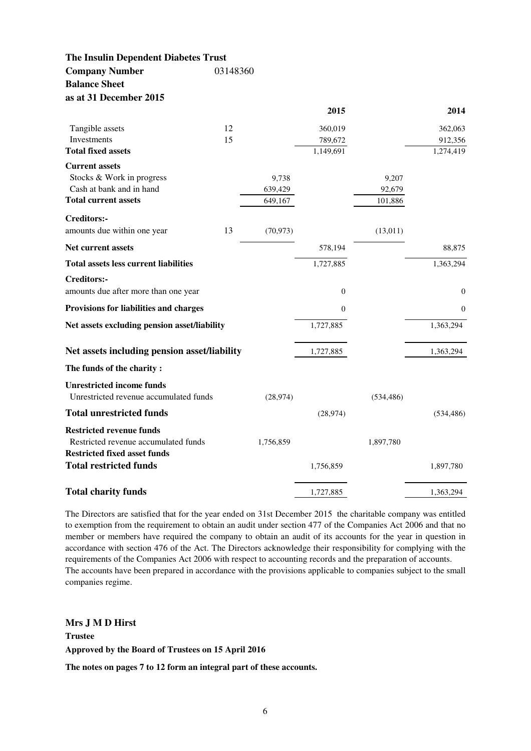**The Insulin Dependent Diabetes Trust**

**Company Number** 03148360

**Balance Sheet**

**as at 31 December 2015**

| | Note | | 2015 | | 2014 |
|---|---|---|---|---|---|
| Tangible assets | 12 | | 360,019 | | 362,063 |
| Investments | 15 | | 789,672 | | 912,356 |
| **Total fixed assets** | | | 1,149,691 | | 1,274,419 |
| **Current assets** | | | | | |
| Stocks & Work in progress | | 9,738 | | 9,207 | |
| Cash at bank and in hand | | 639,429 | | 92,679 | |
| **Total current assets** | | 649,167 | | 101,886 | |
| **Creditors:-** | | | | | |
| amounts due within one year | 13 | (70,973) | | (13,011) | |
| **Net current assets** | | | 578,194 | | 88,875 |
| **Total assets less current liabilities** | | | 1,727,885 | | 1,363,294 |
| **Creditors:-** | | | | | |
| amounts due after more than one year | | | 0 | | 0 |
| **Provisions for liabilities and charges** | | | 0 | | 0 |
| **Net assets excluding pension asset/liability** | | | 1,727,885 | | 1,363,294 |
| **Net assets including pension asset/liability** | | | 1,727,885 | | 1,363,294 |
| **The funds of the charity :** | | | | | |
| **Unrestricted income funds** | | | | | |
| Unrestricted revenue accumulated funds | | (28,974) | | (534,486) | |
| **Total unrestricted funds** | | | (28,974) | | (534,486) |
| **Restricted revenue funds** | | | | | |
| Restricted revenue accumulated funds | | 1,756,859 | | 1,897,780 | |
| **Restricted fixed asset funds** | | | | | |
| **Total restricted funds** | | | 1,756,859 | | 1,897,780 |
| **Total charity funds** | | | 1,727,885 | | 1,363,294 |

The Directors are satisfied that for the year ended on 31st December 2015 the charitable company was entitled to exemption from the requirement to obtain an audit under section 477 of the Companies Act 2006 and that no member or members have required the company to obtain an audit of its accounts for the year in question in accordance with section 476 of the Act. The Directors acknowledge their responsibility for complying with the requirements of the Companies Act 2006 with respect to accounting records and the preparation of accounts.
The accounts have been prepared in accordance with the provisions applicable to companies subject to the small companies regime.

**Mrs J M D Hirst**

**Trustee**

**Approved by the Board of Trustees on 15 April 2016**

**The notes on pages 7 to 12 form an integral part of these accounts.**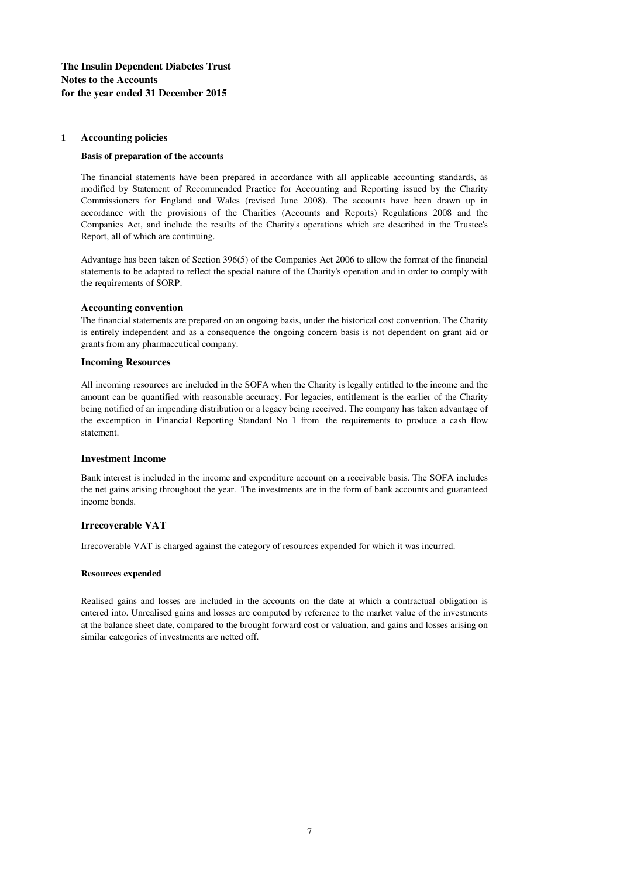**The Insulin Dependent Diabetes Trust**
**Notes to the Accounts**
**for the year ended 31 December 2015**

## 1 Accounting policies

### Basis of preparation of the accounts

The financial statements have been prepared in accordance with all applicable accounting standards, as modified by Statement of Recommended Practice for Accounting and Reporting issued by the Charity Commissioners for England and Wales (revised June 2008). The accounts have been drawn up in accordance with the provisions of the Charities (Accounts and Reports) Regulations 2008 and the Companies Act, and include the results of the Charity's operations which are described in the Trustee's Report, all of which are continuing.

Advantage has been taken of Section 396(5) of the Companies Act 2006 to allow the format of the financial statements to be adapted to reflect the special nature of the Charity's operation and in order to comply with the requirements of SORP.

### Accounting convention

The financial statements are prepared on an ongoing basis, under the historical cost convention. The Charity is entirely independent and as a consequence the ongoing concern basis is not dependent on grant aid or grants from any pharmaceutical company.

### Incoming Resources

All incoming resources are included in the SOFA when the Charity is legally entitled to the income and the amount can be quantified with reasonable accuracy. For legacies, entitlement is the earlier of the Charity being notified of an impending distribution or a legacy being received. The company has taken advantage of the excemption in Financial Reporting Standard No 1 from the requirements to produce a cash flow statement.

### Investment Income

Bank interest is included in the income and expenditure account on a receivable basis. The SOFA includes the net gains arising throughout the year. The investments are in the form of bank accounts and guaranteed income bonds.

### Irrecoverable VAT

Irrecoverable VAT is charged against the category of resources expended for which it was incurred.

### Resources expended

Realised gains and losses are included in the accounts on the date at which a contractual obligation is entered into. Unrealised gains and losses are computed by reference to the market value of the investments at the balance sheet date, compared to the brought forward cost or valuation, and gains and losses arising on similar categories of investments are netted off.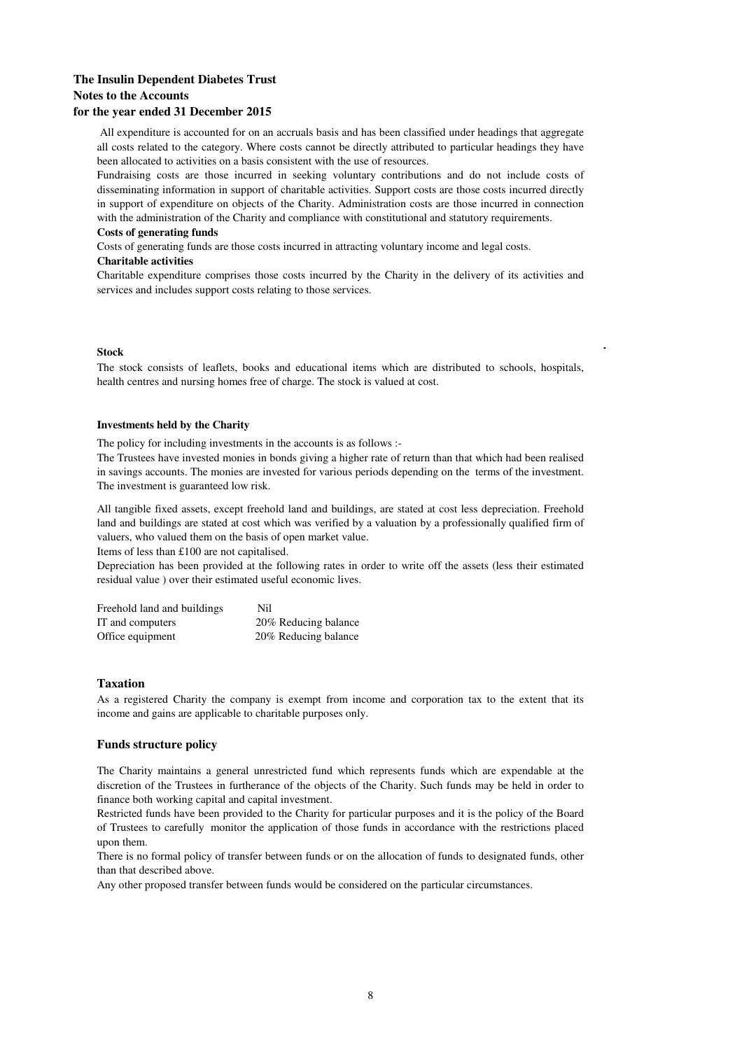**The Insulin Dependent Diabetes Trust**
**Notes to the Accounts**
**for the year ended 31 December 2015**

All expenditure is accounted for on an accruals basis and has been classified under headings that aggregate all costs related to the category. Where costs cannot be directly attributed to particular headings they have been allocated to activities on a basis consistent with the use of resources.

Fundraising costs are those incurred in seeking voluntary contributions and do not include costs of disseminating information in support of charitable activities. Support costs are those costs incurred directly in support of expenditure on objects of the Charity. Administration costs are those incurred in connection with the administration of the Charity and compliance with constitutional and statutory requirements.

**Costs of generating funds**

Costs of generating funds are those costs incurred in attracting voluntary income and legal costs.

**Charitable activities**

Charitable expenditure comprises those costs incurred by the Charity in the delivery of its activities and services and includes support costs relating to those services.

**Stock**

The stock consists of leaflets, books and educational items which are distributed to schools, hospitals, health centres and nursing homes free of charge. The stock is valued at cost.

**Investments held by the Charity**

The policy for including investments in the accounts is as follows :-

The Trustees have invested monies in bonds giving a higher rate of return than that which had been realised in savings accounts. The monies are invested for various periods depending on the terms of the investment. The investment is guaranteed low risk.

All tangible fixed assets, except freehold land and buildings, are stated at cost less depreciation. Freehold land and buildings are stated at cost which was verified by a valuation by a professionally qualified firm of valuers, who valued them on the basis of open market value.

Items of less than £100 are not capitalised.

Depreciation has been provided at the following rates in order to write off the assets (less their estimated residual value ) over their estimated useful economic lives.

| | |
|---|---|
| Freehold land and buildings | Nil |
| IT and computers | 20% Reducing balance |
| Office equipment | 20% Reducing balance |

## Taxation

As a registered Charity the company is exempt from income and corporation tax to the extent that its income and gains are applicable to charitable purposes only.

## Funds structure policy

The Charity maintains a general unrestricted fund which represents funds which are expendable at the discretion of the Trustees in furtherance of the objects of the Charity. Such funds may be held in order to finance both working capital and capital investment.

Restricted funds have been provided to the Charity for particular purposes and it is the policy of the Board of Trustees to carefully monitor the application of those funds in accordance with the restrictions placed upon them.

There is no formal policy of transfer between funds or on the allocation of funds to designated funds, other than that described above.

Any other proposed transfer between funds would be considered on the particular circumstances.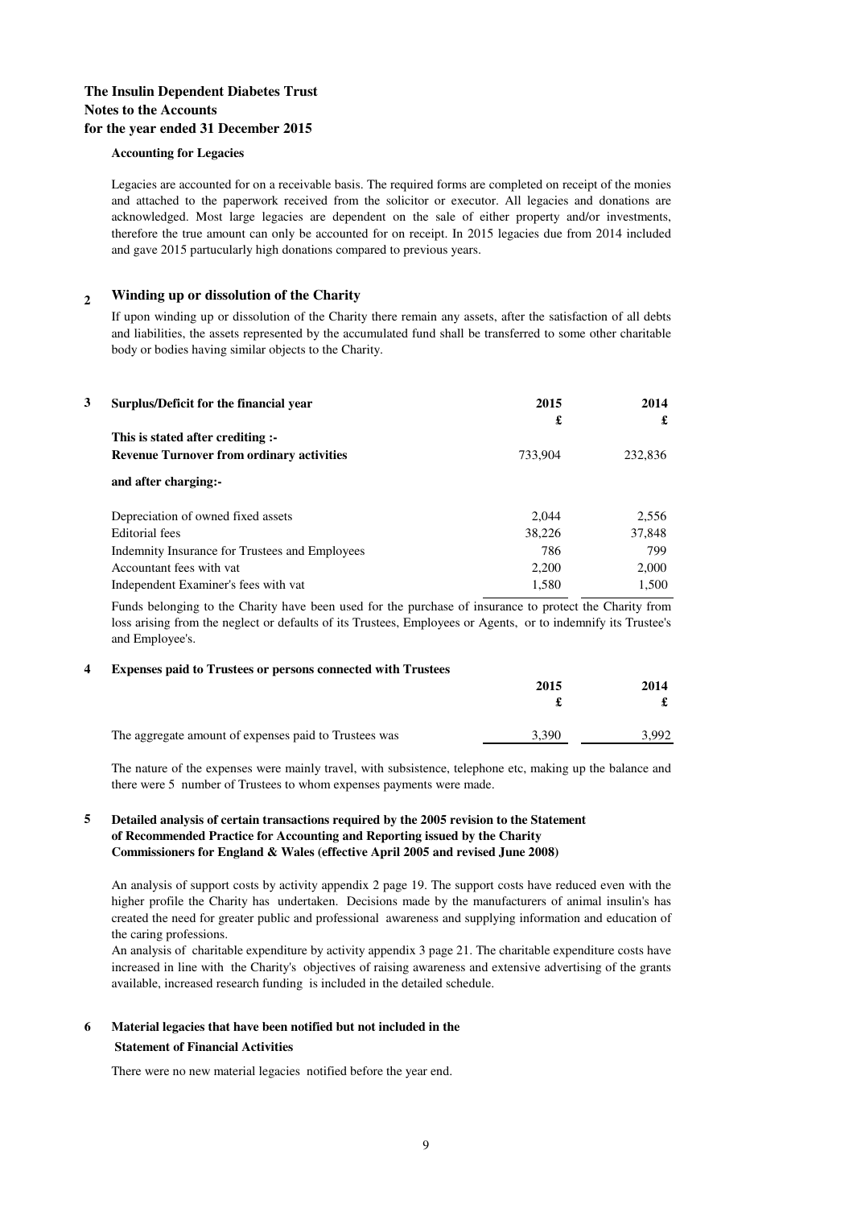**The Insulin Dependent Diabetes Trust**
**Notes to the Accounts**
**for the year ended 31 December 2015**

**Accounting for Legacies**

Legacies are accounted for on a receivable basis. The required forms are completed on receipt of the monies and attached to the paperwork received from the solicitor or executor. All legacies and donations are acknowledged. Most large legacies are dependent on the sale of either property and/or investments, therefore the true amount can only be accounted for on receipt. In 2015 legacies due from 2014 included and gave 2015 partucularly high donations compared to previous years.

## 2 Winding up or dissolution of the Charity

If upon winding up or dissolution of the Charity there remain any assets, after the satisfaction of all debts and liabilities, the assets represented by the accumulated fund shall be transferred to some other charitable body or bodies having similar objects to the Charity.

## 3 Surplus/Deficit for the financial year

| | 2015 | 2014 |
|---|---|---|
| | £ | £ |
| **This is stated after crediting :-** | | |
| **Revenue Turnover from ordinary activities** | 733,904 | 232,836 |
| **and after charging:-** | | |
| Depreciation of owned fixed assets | 2,044 | 2,556 |
| Editorial fees | 38,226 | 37,848 |
| Indemnity Insurance for Trustees and Employees | 786 | 799 |
| Accountant fees with vat | 2,200 | 2,000 |
| Independent Examiner's fees with vat | 1,580 | 1,500 |

Funds belonging to the Charity have been used for the purchase of insurance to protect the Charity from loss arising from the neglect or defaults of its Trustees, Employees or Agents, or to indemnify its Trustee's and Employee's.

## 4 Expenses paid to Trustees or persons connected with Trustees

| | 2015 | 2014 |
|---|---|---|
| | £ | £ |
| The aggregate amount of expenses paid to Trustees was | 3,390 | 3,992 |

The nature of the expenses were mainly travel, with subsistence, telephone etc, making up the balance and there were 5 number of Trustees to whom expenses payments were made.

## 5 Detailed analysis of certain transactions required by the 2005 revision to the Statement of Recommended Practice for Accounting and Reporting issued by the Charity Commissioners for England & Wales (effective April 2005 and revised June 2008)

An analysis of support costs by activity appendix 2 page 19. The support costs have reduced even with the higher profile the Charity has undertaken. Decisions made by the manufacturers of animal insulin's has created the need for greater public and professional awareness and supplying information and education of the caring professions.

An analysis of charitable expenditure by activity appendix 3 page 21. The charitable expenditure costs have increased in line with the Charity's objectives of raising awareness and extensive advertising of the grants available, increased research funding is included in the detailed schedule.

## 6 Material legacies that have been notified but not included in the Statement of Financial Activities

There were no new material legacies notified before the year end.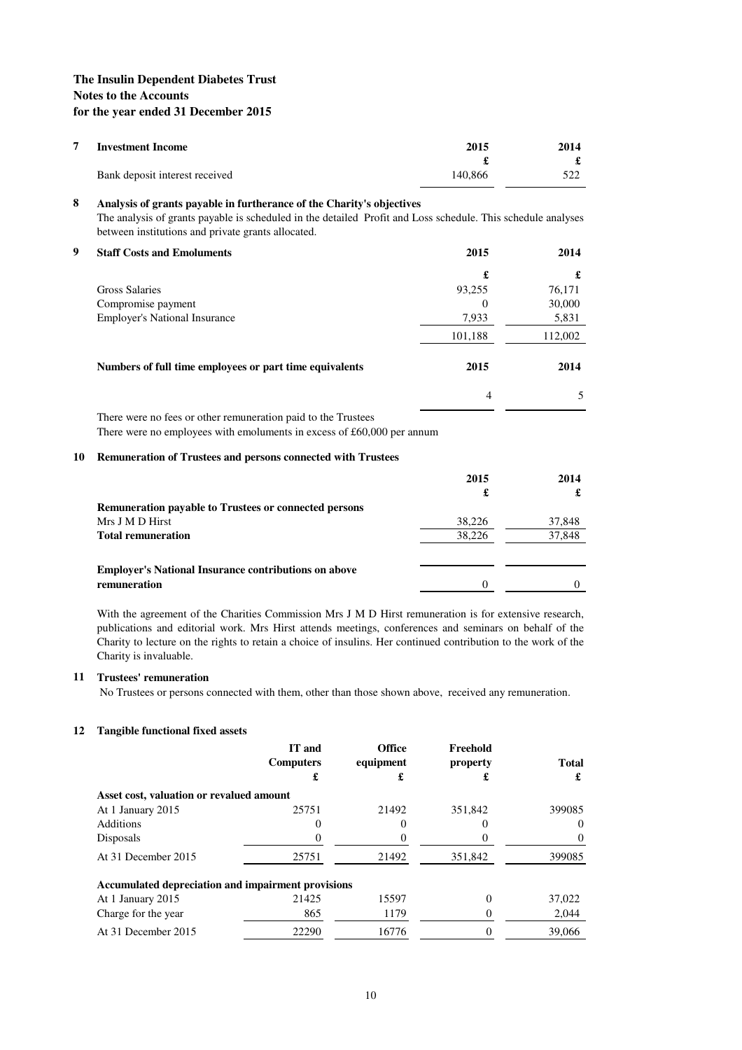**The Insulin Dependent Diabetes Trust**
**Notes to the Accounts**
**for the year ended 31 December 2015**

## 7 Investment Income

| | 2015 | 2014 |
|---|---|---|
| | £ | £ |
| Bank deposit interest received | 140,866 | 522 |

## 8 Analysis of grants payable in furtherance of the Charity's objectives

The analysis of grants payable is scheduled in the detailed Profit and Loss schedule. This schedule analyses between institutions and private grants allocated.

## 9 Staff Costs and Emoluments

| | 2015 | 2014 |
|---|---|---|
| | £ | £ |
| Gross Salaries | 93,255 | 76,171 |
| Compromise payment | 0 | 30,000 |
| Employer's National Insurance | 7,933 | 5,831 |
| | 101,188 | 112,002 |

| **Numbers of full time employees or part time equivalents** | **2015** | **2014** |
|---|---|---|
| | 4 | 5 |

There were no fees or other remuneration paid to the Trustees
There were no employees with emoluments in excess of £60,000 per annum

## 10 Remuneration of Trustees and persons connected with Trustees

| | 2015 | 2014 |
|---|---|---|
| | £ | £ |
| **Remuneration payable to Trustees or connected persons** | | |
| Mrs J M D Hirst | 38,226 | 37,848 |
| **Total remuneration** | 38,226 | 37,848 |
| | | |
| **Employer's National Insurance contributions on above remuneration** | 0 | 0 |

With the agreement of the Charities Commission Mrs J M D Hirst remuneration is for extensive research, publications and editorial work. Mrs Hirst attends meetings, conferences and seminars on behalf of the Charity to lecture on the rights to retain a choice of insulins. Her continued contribution to the work of the Charity is invaluable.

## 11 Trustees' remuneration

No Trustees or persons connected with them, other than those shown above, received any remuneration.

## 12 Tangible functional fixed assets

| | IT and Computers | Office equipment | Freehold property | Total |
|---|---|---|---|---|
| | £ | £ | £ | £ |
| **Asset cost, valuation or revalued amount** | | | | |
| At 1 January 2015 | 25751 | 21492 | 351,842 | 399085 |
| Additions | 0 | 0 | 0 | 0 |
| Disposals | 0 | 0 | 0 | 0 |
| At 31 December 2015 | 25751 | 21492 | 351,842 | 399085 |
| **Accumulated depreciation and impairment provisions** | | | | |
| At 1 January 2015 | 21425 | 15597 | 0 | 37,022 |
| Charge for the year | 865 | 1179 | 0 | 2,044 |
| At 31 December 2015 | 22290 | 16776 | 0 | 39,066 |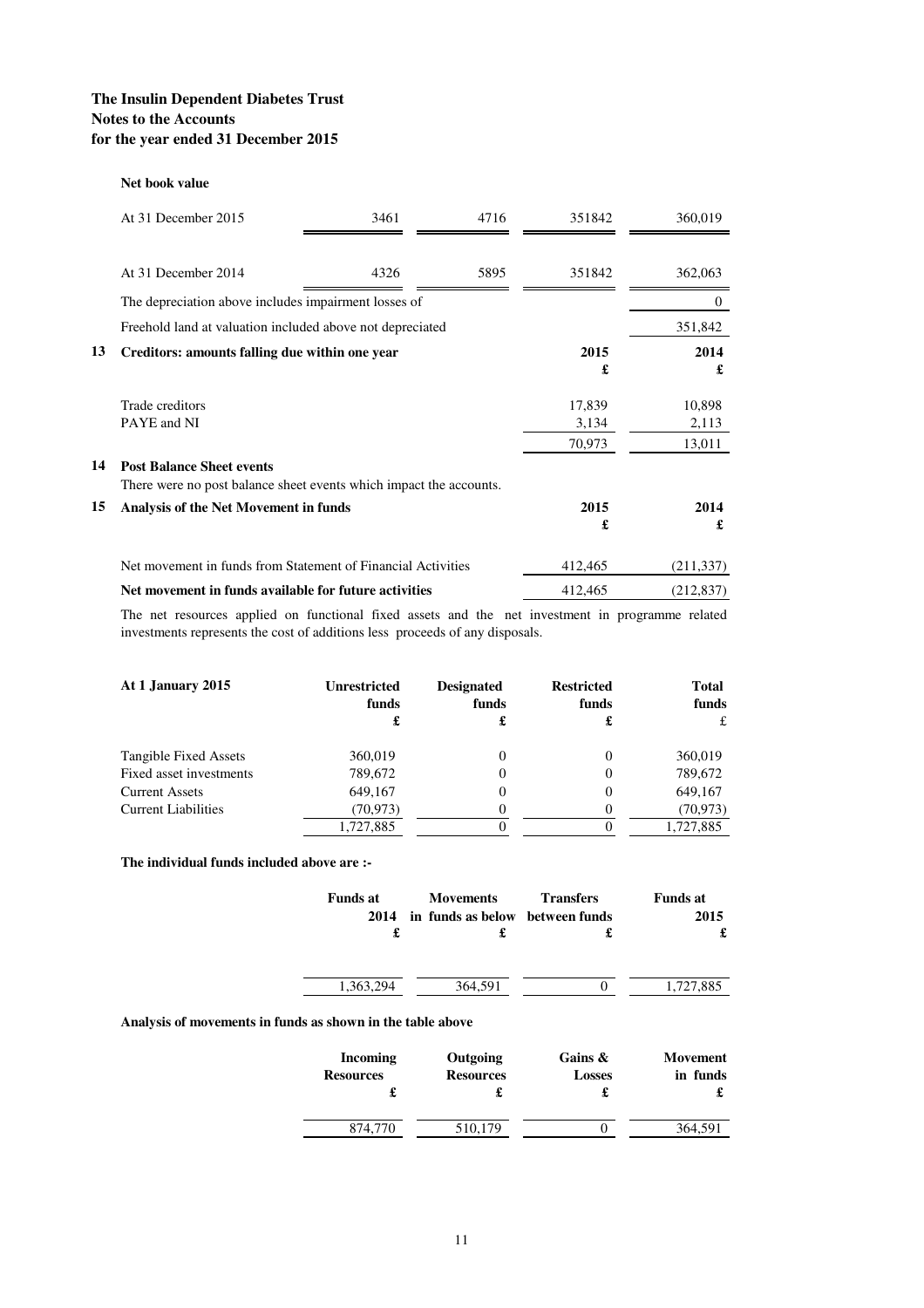**The Insulin Dependent Diabetes Trust**
**Notes to the Accounts**
**for the year ended 31 December 2015**

**Net book value**

| | | | | |
|---|---|---|---|---|
| At 31 December 2015 | 3461 | 4716 | 351842 | 360,019 |
| At 31 December 2014 | 4326 | 5895 | 351842 | 362,063 |
| The depreciation above includes impairment losses of | | | | 0 |
| Freehold land at valuation included above not depreciated | | | | 351,842 |

## 13 Creditors: amounts falling due within one year

| | 2015 £ | 2014 £ |
|---|---|---|
| Trade creditors | 17,839 | 10,898 |
| PAYE and NI | 3,134 | 2,113 |
| | 70,973 | 13,011 |

## 14 Post Balance Sheet events

There were no post balance sheet events which impact the accounts.

## 15 Analysis of the Net Movement in funds

| | 2015 £ | 2014 £ |
|---|---|---|
| Net movement in funds from Statement of Financial Activities | 412,465 | (211,337) |
| **Net movement in funds available for future activities** | 412,465 | (212,837) |

The net resources applied on functional fixed assets and the net investment in programme related investments represents the cost of additions less proceeds of any disposals.

| At 1 January 2015 | Unrestricted funds £ | Designated funds £ | Restricted funds £ | Total funds £ |
|---|---|---|---|---|
| Tangible Fixed Assets | 360,019 | 0 | 0 | 360,019 |
| Fixed asset investments | 789,672 | 0 | 0 | 789,672 |
| Current Assets | 649,167 | 0 | 0 | 649,167 |
| Current Liabilities | (70,973) | 0 | 0 | (70,973) |
| | 1,727,885 | 0 | 0 | 1,727,885 |

**The individual funds included above are :-**

| Funds at 2014 £ | Movements in funds as below £ | Transfers between funds £ | Funds at 2015 £ |
|---|---|---|---|
| 1,363,294 | 364,591 | 0 | 1,727,885 |

**Analysis of movements in funds as shown in the table above**

| Incoming Resources £ | Outgoing Resources £ | Gains & Losses £ | Movement in funds £ |
|---|---|---|---|
| 874,770 | 510,179 | 0 | 364,591 |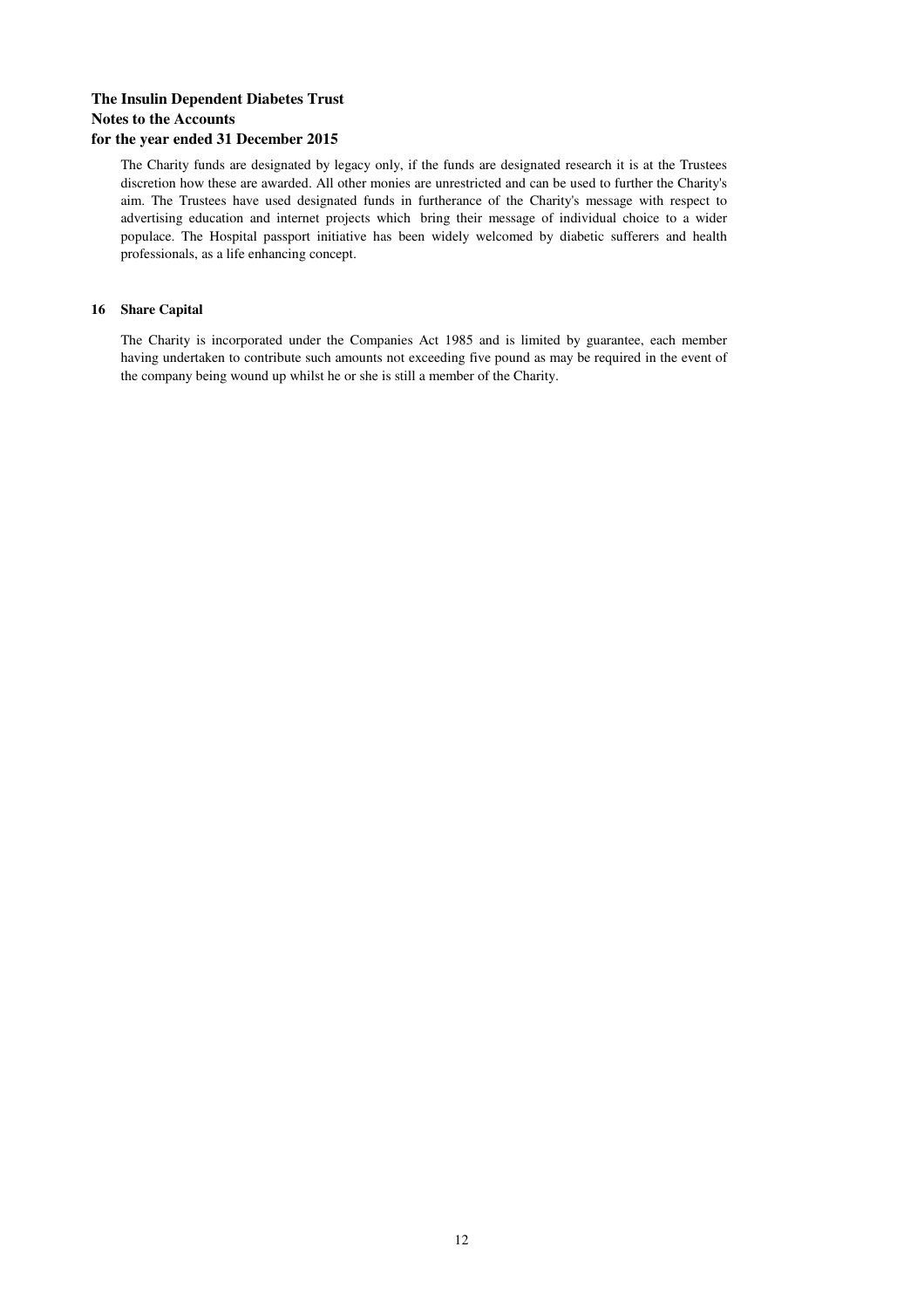The Charity funds are designated by legacy only, if the funds are designated research it is at the Trustees discretion how these are awarded. All other monies are unrestricted and can be used to further the Charity's aim. The Trustees have used designated funds in furtherance of the Charity's message with respect to advertising education and internet projects which bring their message of individual choice to a wider populace. The Hospital passport initiative has been widely welcomed by diabetic sufferers and health professionals, as a life enhancing concept.

## 16 Share Capital

The Charity is incorporated under the Companies Act 1985 and is limited by guarantee, each member having undertaken to contribute such amounts not exceeding five pound as may be required in the event of the company being wound up whilst he or she is still a member of the Charity.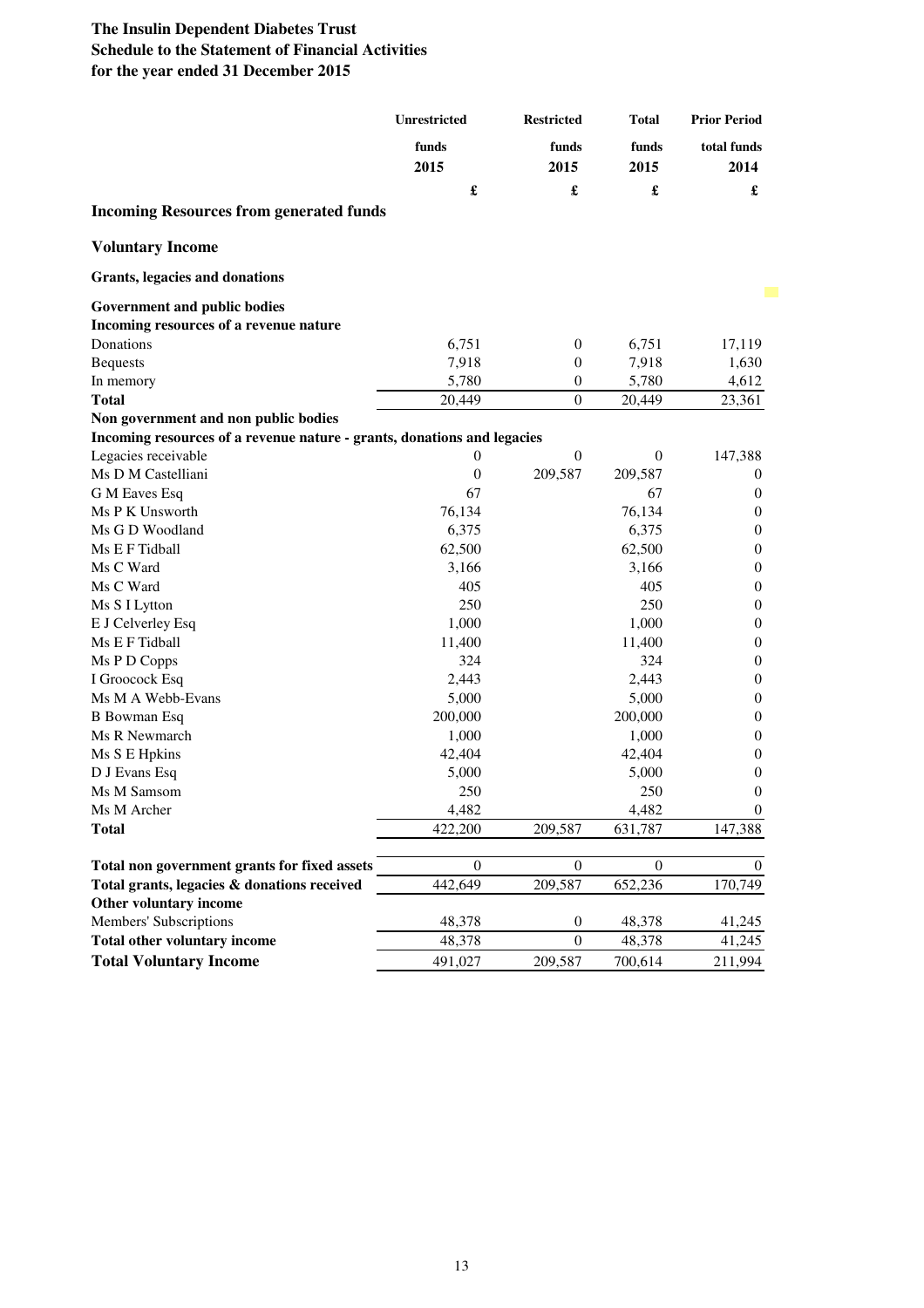**The Insulin Dependent Diabetes Trust**
**Schedule to the Statement of Financial Activities**
**for the year ended 31 December 2015**

| | Unrestricted funds 2015 | Restricted funds 2015 | Total funds 2015 | Prior Period total funds 2014 |
|---|---|---|---|---|
| | £ | £ | £ | £ |
| **Incoming Resources from generated funds** | | | | |
| **Voluntary Income** | | | | |
| **Grants, legacies and donations** | | | | |
| **Government and public bodies** | | | | |
| **Incoming resources of a revenue nature** | | | | |
| Donations | 6,751 | 0 | 6,751 | 17,119 |
| Bequests | 7,918 | 0 | 7,918 | 1,630 |
| In memory | 5,780 | 0 | 5,780 | 4,612 |
| **Total** | 20,449 | 0 | 20,449 | 23,361 |
| **Non government and non public bodies** | | | | |
| **Incoming resources of a revenue nature - grants, donations and legacies** | | | | |
| Legacies receivable | 0 | 0 | 0 | 147,388 |
| Ms D M Castelliani | 0 | 209,587 | 209,587 | 0 |
| G M Eaves Esq | 67 | | 67 | 0 |
| Ms P K Unsworth | 76,134 | | 76,134 | 0 |
| Ms G D Woodland | 6,375 | | 6,375 | 0 |
| Ms E F Tidball | 62,500 | | 62,500 | 0 |
| Ms C Ward | 3,166 | | 3,166 | 0 |
| Ms C Ward | 405 | | 405 | 0 |
| Ms S I Lytton | 250 | | 250 | 0 |
| E J Celverley Esq | 1,000 | | 1,000 | 0 |
| Ms E F Tidball | 11,400 | | 11,400 | 0 |
| Ms P D Copps | 324 | | 324 | 0 |
| I Groocock Esq | 2,443 | | 2,443 | 0 |
| Ms M A Webb-Evans | 5,000 | | 5,000 | 0 |
| B Bowman Esq | 200,000 | | 200,000 | 0 |
| Ms R Newmarch | 1,000 | | 1,000 | 0 |
| Ms S E Hpkins | 42,404 | | 42,404 | 0 |
| D J Evans Esq | 5,000 | | 5,000 | 0 |
| Ms M Samsom | 250 | | 250 | 0 |
| Ms M Archer | 4,482 | | 4,482 | 0 |
| **Total** | 422,200 | 209,587 | 631,787 | 147,388 |
| **Total non government grants for fixed assets** | 0 | 0 | 0 | 0 |
| **Total grants, legacies & donations received** | 442,649 | 209,587 | 652,236 | 170,749 |
| **Other voluntary income** | | | | |
| Members' Subscriptions | 48,378 | 0 | 48,378 | 41,245 |
| **Total other voluntary income** | 48,378 | 0 | 48,378 | 41,245 |
| **Total Voluntary Income** | 491,027 | 209,587 | 700,614 | 211,994 |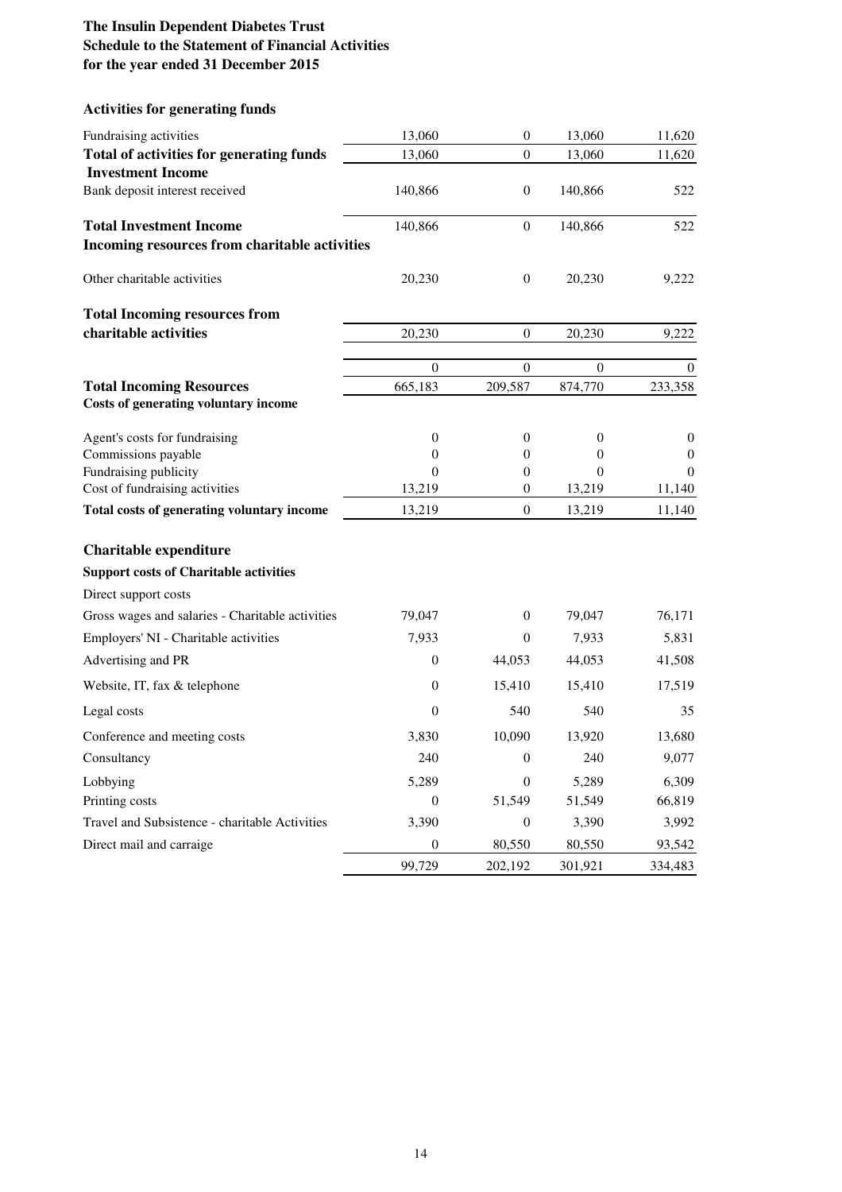# The Insulin Dependent Diabetes Trust
## Schedule to the Statement of Financial Activities
## for the year ended 31 December 2015

### Activities for generating funds

| | | | | |
|---|---|---|---|---|
| Fundraising activities | 13,060 | 0 | 13,060 | 11,620 |
| **Total of activities for generating funds** | 13,060 | 0 | 13,060 | 11,620 |
| **Investment Income** | | | | |
| Bank deposit interest received | 140,866 | 0 | 140,866 | 522 |
| **Total Investment Income** | 140,866 | 0 | 140,866 | 522 |
| **Incoming resources from charitable activities** | | | | |
| Other charitable activities | 20,230 | 0 | 20,230 | 9,222 |
| **Total Incoming resources from charitable activities** | 20,230 | 0 | 20,230 | 9,222 |
| | 0 | 0 | 0 | 0 |
| **Total Incoming Resources** | 665,183 | 209,587 | 874,770 | 233,358 |
| **Costs of generating voluntary income** | | | | |
| Agent's costs for fundraising | 0 | 0 | 0 | 0 |
| Commissions payable | 0 | 0 | 0 | 0 |
| Fundraising publicity | 0 | 0 | 0 | 0 |
| Cost of fundraising activities | 13,219 | 0 | 13,219 | 11,140 |
| **Total costs of generating voluntary income** | 13,219 | 0 | 13,219 | 11,140 |

### Charitable expenditure

| | | | | |
|---|---|---|---|---|
| **Support costs of Charitable activities** | | | | |
| Direct support costs | | | | |
| Gross wages and salaries - Charitable activities | 79,047 | 0 | 79,047 | 76,171 |
| Employers' NI - Charitable activities | 7,933 | 0 | 7,933 | 5,831 |
| Advertising and PR | 0 | 44,053 | 44,053 | 41,508 |
| Website, IT, fax & telephone | 0 | 15,410 | 15,410 | 17,519 |
| Legal costs | 0 | 540 | 540 | 35 |
| Conference and meeting costs | 3,830 | 10,090 | 13,920 | 13,680 |
| Consultancy | 240 | 0 | 240 | 9,077 |
| Lobbying | 5,289 | 0 | 5,289 | 6,309 |
| Printing costs | 0 | 51,549 | 51,549 | 66,819 |
| Travel and Subsistence - charitable Activities | 3,390 | 0 | 3,390 | 3,992 |
| Direct mail and carraige | 0 | 80,550 | 80,550 | 93,542 |
| | 99,729 | 202,192 | 301,921 | 334,483 |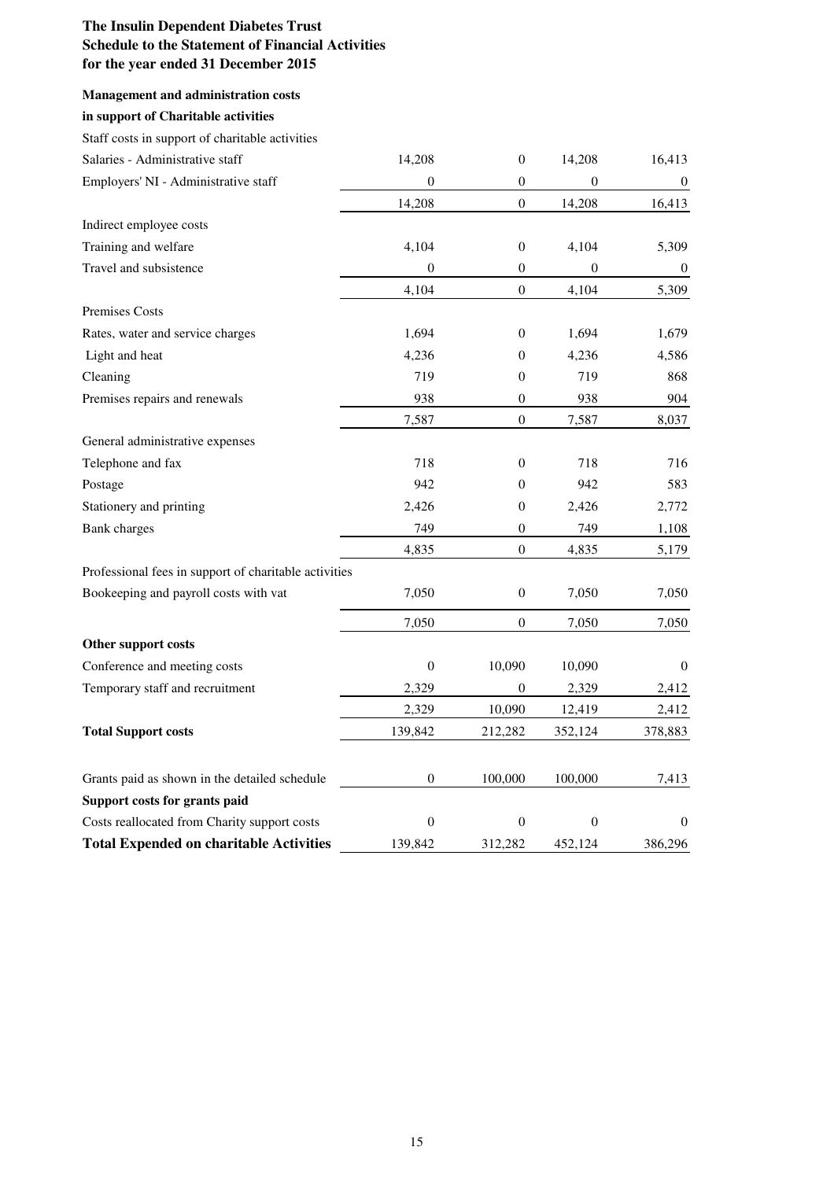**The Insulin Dependent Diabetes Trust**
**Schedule to the Statement of Financial Activities**
**for the year ended 31 December 2015**

| **Management and administration costs in support of Charitable activities** | | | | |
|---|---|---|---|---|
| Staff costs in support of charitable activities | | | | |
| Salaries - Administrative staff | 14,208 | 0 | 14,208 | 16,413 |
| Employers' NI - Administrative staff | 0 | 0 | 0 | 0 |
| | 14,208 | 0 | 14,208 | 16,413 |
| Indirect employee costs | | | | |
| Training and welfare | 4,104 | 0 | 4,104 | 5,309 |
| Travel and subsistence | 0 | 0 | 0 | 0 |
| | 4,104 | 0 | 4,104 | 5,309 |
| Premises Costs | | | | |
| Rates, water and service charges | 1,694 | 0 | 1,694 | 1,679 |
| Light and heat | 4,236 | 0 | 4,236 | 4,586 |
| Cleaning | 719 | 0 | 719 | 868 |
| Premises repairs and renewals | 938 | 0 | 938 | 904 |
| | 7,587 | 0 | 7,587 | 8,037 |
| General administrative expenses | | | | |
| Telephone and fax | 718 | 0 | 718 | 716 |
| Postage | 942 | 0 | 942 | 583 |
| Stationery and printing | 2,426 | 0 | 2,426 | 2,772 |
| Bank charges | 749 | 0 | 749 | 1,108 |
| | 4,835 | 0 | 4,835 | 5,179 |
| Professional fees in support of charitable activities | | | | |
| Bookeeping and payroll costs with vat | 7,050 | 0 | 7,050 | 7,050 |
| | 7,050 | 0 | 7,050 | 7,050 |
| **Other support costs** | | | | |
| Conference and meeting costs | 0 | 10,090 | 10,090 | 0 |
| Temporary staff and recruitment | 2,329 | 0 | 2,329 | 2,412 |
| | 2,329 | 10,090 | 12,419 | 2,412 |
| **Total Support costs** | 139,842 | 212,282 | 352,124 | 378,883 |
| | | | | |
| Grants paid as shown in the detailed schedule | 0 | 100,000 | 100,000 | 7,413 |
| **Support costs for grants paid** | | | | |
| Costs reallocated from Charity support costs | 0 | 0 | 0 | 0 |
| **Total Expended on charitable Activities** | 139,842 | 312,282 | 452,124 | 386,296 |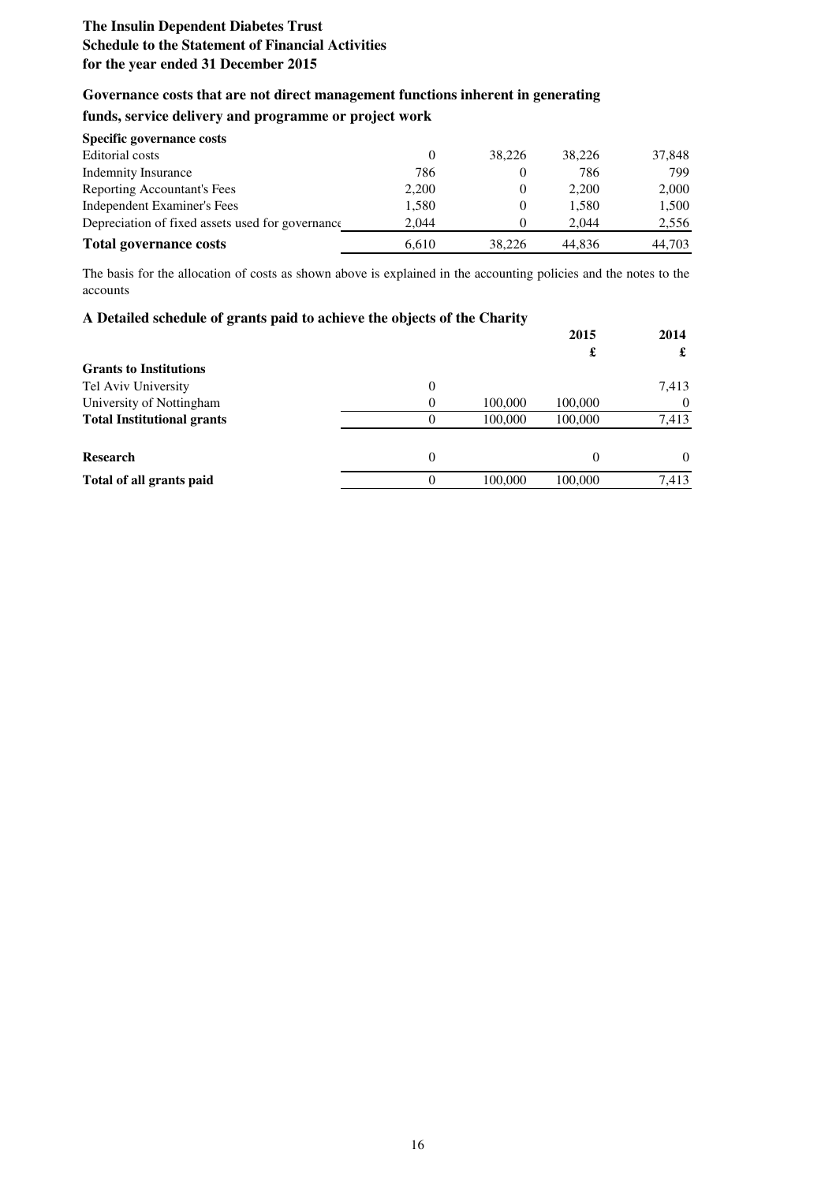**The Insulin Dependent Diabetes Trust**
**Schedule to the Statement of Financial Activities**
**for the year ended 31 December 2015**

### Governance costs that are not direct management functions inherent in generating funds, service delivery and programme or project work

| **Specific governance costs** | | | | |
|---|---|---|---|---|
| Editorial costs | 0 | 38,226 | 38,226 | 37,848 |
| Indemnity Insurance | 786 | 0 | 786 | 799 |
| Reporting Accountant's Fees | 2,200 | 0 | 2,200 | 2,000 |
| Independent Examiner's Fees | 1,580 | 0 | 1,580 | 1,500 |
| Depreciation of fixed assets used for governance | 2,044 | 0 | 2,044 | 2,556 |
| **Total governance costs** | 6,610 | 38,226 | 44,836 | 44,703 |

The basis for the allocation of costs as shown above is explained in the accounting policies and the notes to the accounts

### A Detailed schedule of grants paid to achieve the objects of the Charity

| | | | **2015** | **2014** |
|---|---|---|---|---|
| | | | **£** | **£** |
| **Grants to Institutions** | | | | |
| Tel Aviv University | 0 | | | 7,413 |
| University of Nottingham | 0 | 100,000 | 100,000 | 0 |
| **Total Institutional grants** | 0 | 100,000 | 100,000 | 7,413 |
| **Research** | 0 | | 0 | 0 |
| **Total of all grants paid** | 0 | 100,000 | 100,000 | 7,413 |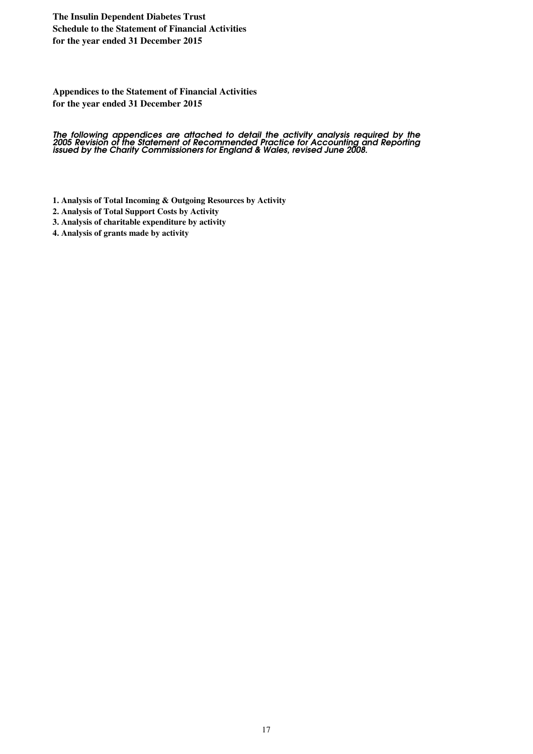**The Insulin Dependent Diabetes Trust**
**Schedule to the Statement of Financial Activities**
**for the year ended 31 December 2015**

**Appendices to the Statement of Financial Activities**
**for the year ended 31 December 2015**

*The following appendices are attached to detail the activity analysis required by the 2005 Revision of the Statement of Recommended Practice for Accounting and Reporting issued by the Charity Commissioners for England & Wales, revised June 2008.*

**1. Analysis of Total Incoming & Outgoing Resources by Activity**

**2. Analysis of Total Support Costs by Activity**

**3. Analysis of charitable expenditure by activity**

**4. Analysis of grants made by activity**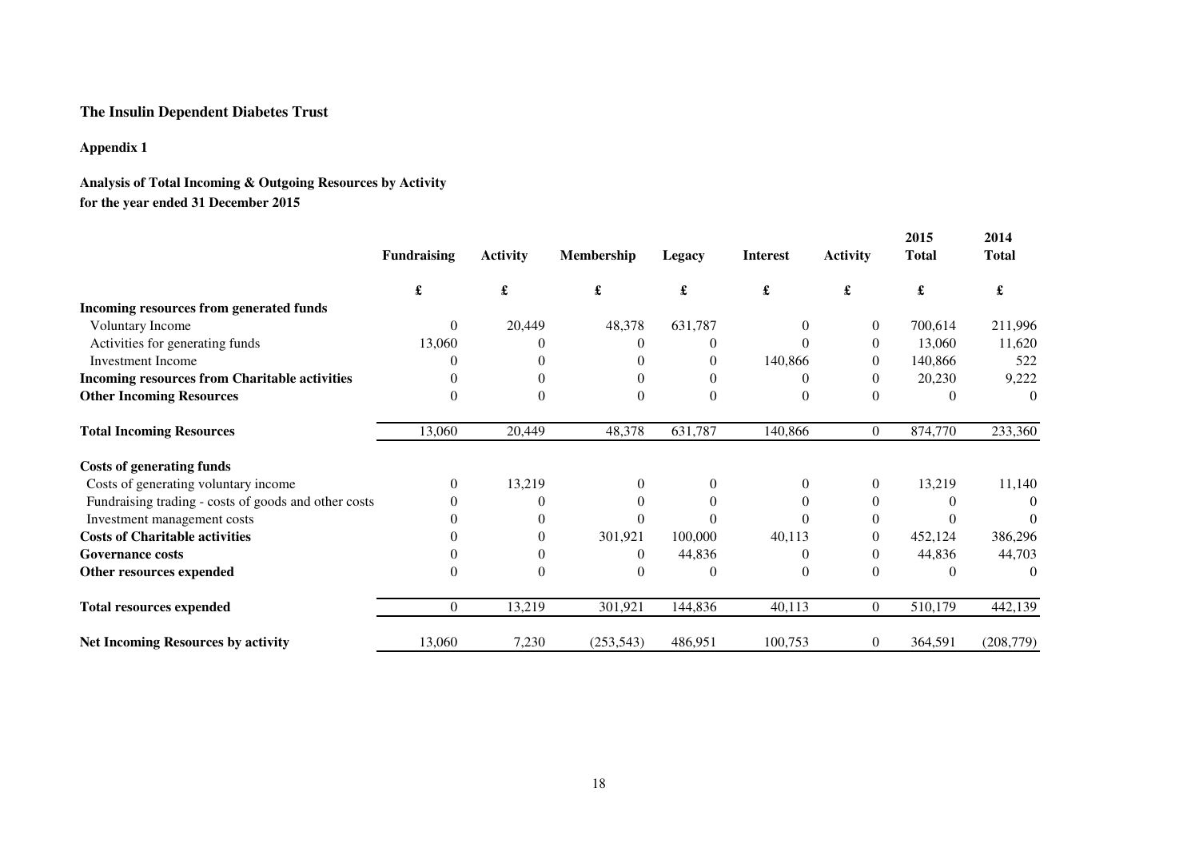**The Insulin Dependent Diabetes Trust**

**Appendix 1**

**Analysis of Total Incoming & Outgoing Resources by Activity**
**for the year ended 31 December 2015**

| | Fundraising | Activity | Membership | Legacy | Interest | Activity | 2015 Total | 2014 Total |
|---|---|---|---|---|---|---|---|---|
| | £ | £ | £ | £ | £ | £ | £ | £ |
| **Incoming resources from generated funds** | | | | | | | | |
| Voluntary Income | 0 | 20,449 | 48,378 | 631,787 | 0 | 0 | 700,614 | 211,996 |
| Activities for generating funds | 13,060 | 0 | 0 | 0 | 0 | 0 | 13,060 | 11,620 |
| Investment Income | 0 | 0 | 0 | 0 | 140,866 | 0 | 140,866 | 522 |
| **Incoming resources from Charitable activities** | 0 | 0 | 0 | 0 | 0 | 0 | 20,230 | 9,222 |
| **Other Incoming Resources** | 0 | 0 | 0 | 0 | 0 | 0 | 0 | 0 |
| **Total Incoming Resources** | 13,060 | 20,449 | 48,378 | 631,787 | 140,866 | 0 | 874,770 | 233,360 |
| **Costs of generating funds** | | | | | | | | |
| Costs of generating voluntary income | 0 | 13,219 | 0 | 0 | 0 | 0 | 13,219 | 11,140 |
| Fundraising trading - costs of goods and other costs | 0 | 0 | 0 | 0 | 0 | 0 | 0 | 0 |
| Investment management costs | 0 | 0 | 0 | 0 | 0 | 0 | 0 | 0 |
| **Costs of Charitable activities** | 0 | 0 | 301,921 | 100,000 | 40,113 | 0 | 452,124 | 386,296 |
| **Governance costs** | 0 | 0 | 0 | 44,836 | 0 | 0 | 44,836 | 44,703 |
| **Other resources expended** | 0 | 0 | 0 | 0 | 0 | 0 | 0 | 0 |
| **Total resources expended** | 0 | 13,219 | 301,921 | 144,836 | 40,113 | 0 | 510,179 | 442,139 |
| **Net Incoming Resources by activity** | 13,060 | 7,230 | (253,543) | 486,951 | 100,753 | 0 | 364,591 | (208,779) |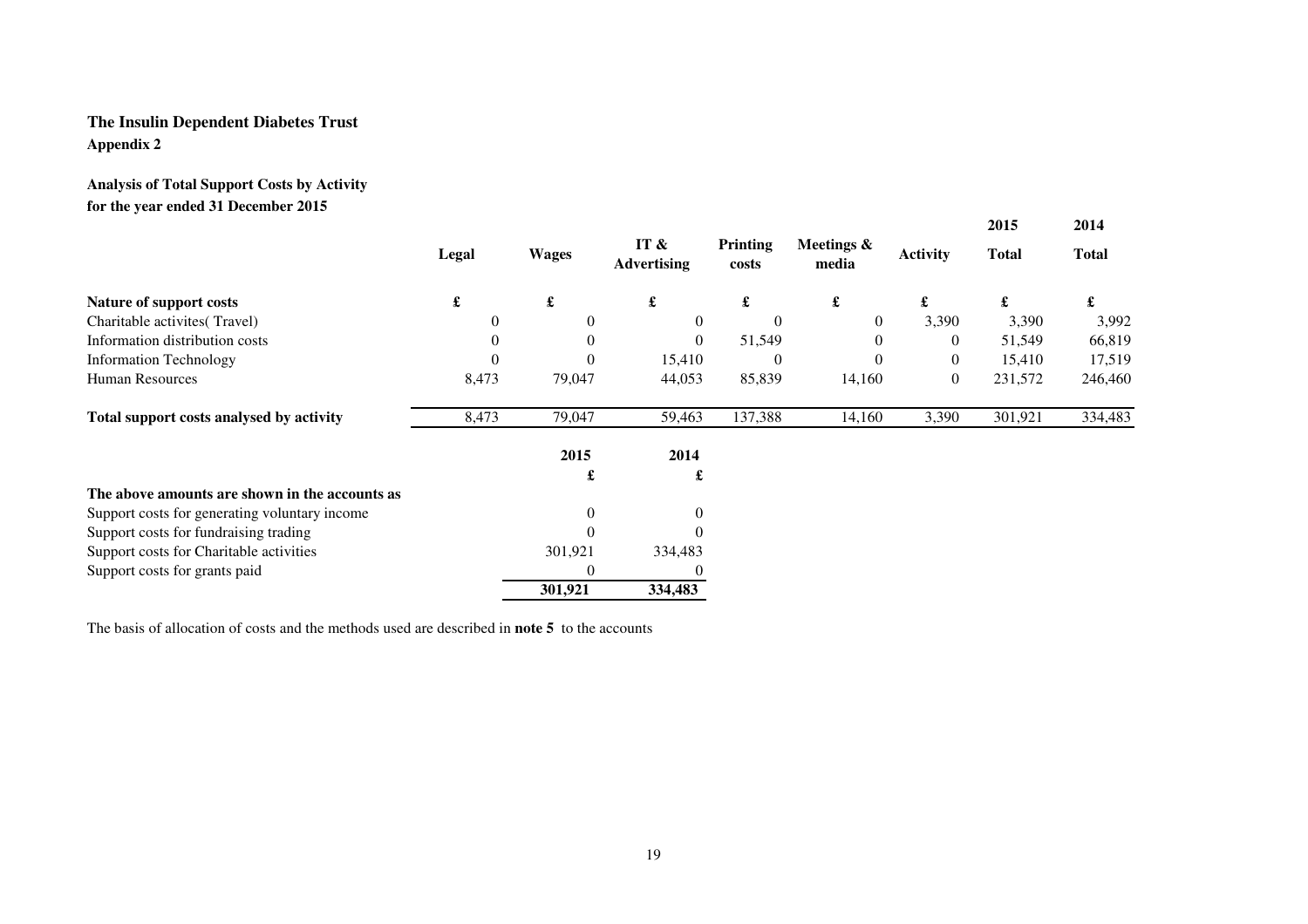**The Insulin Dependent Diabetes Trust**
**Appendix 2**

**Analysis of Total Support Costs by Activity**
**for the year ended 31 December 2015**

| | Legal | Wages | IT & Advertising | Printing costs | Meetings & media | Activity | 2015 Total | 2014 Total |
|---|---|---|---|---|---|---|---|---|
| **Nature of support costs** | **£** | **£** | **£** | **£** | **£** | **£** | **£** | **£** |
| Charitable activites( Travel) | 0 | 0 | 0 | 0 | 0 | 3,390 | 3,390 | 3,992 |
| Information distribution costs | 0 | 0 | 0 | 51,549 | 0 | 0 | 51,549 | 66,819 |
| Information Technology | 0 | 0 | 15,410 | 0 | 0 | 0 | 15,410 | 17,519 |
| Human Resources | 8,473 | 79,047 | 44,053 | 85,839 | 14,160 | 0 | 231,572 | 246,460 |
| **Total support costs analysed by activity** | 8,473 | 79,047 | 59,463 | 137,388 | 14,160 | 3,390 | 301,921 | 334,483 |

| | 2015 | 2014 |
|---|---|---|
| | **£** | **£** |
| **The above amounts are shown in the accounts as** | | |
| Support costs for generating voluntary income | 0 | 0 |
| Support costs for fundraising trading | 0 | 0 |
| Support costs for Charitable activities | 301,921 | 334,483 |
| Support costs for grants paid | 0 | 0 |
| | **301,921** | **334,483** |

The basis of allocation of costs and the methods used are described in **note 5** to the accounts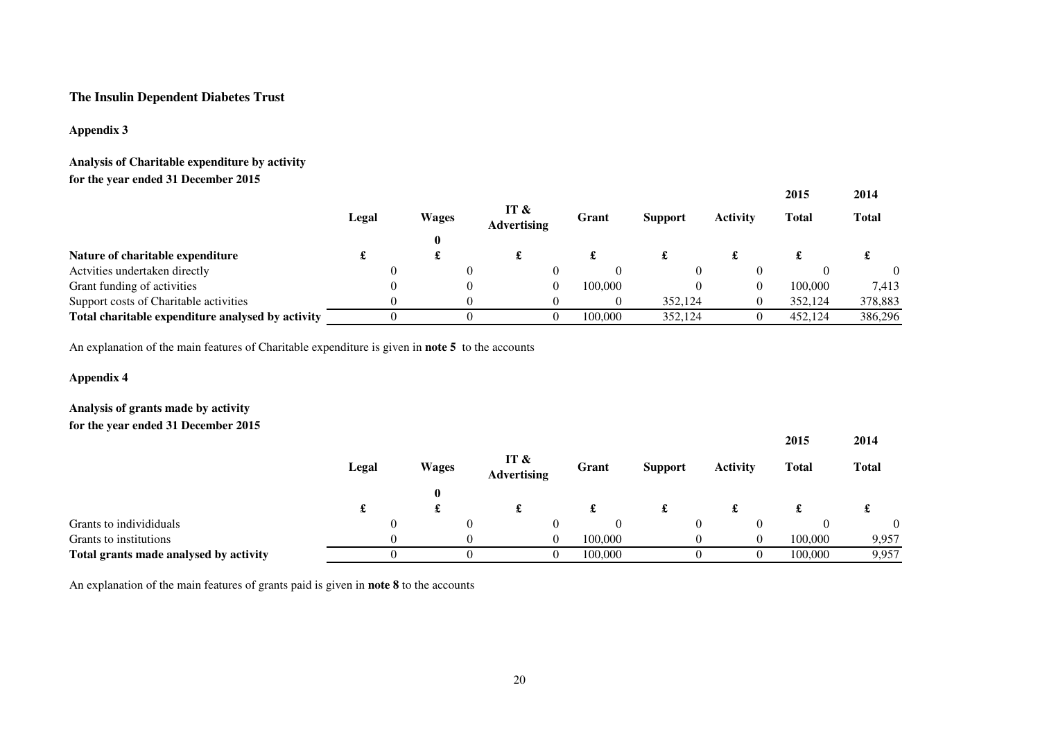**The Insulin Dependent Diabetes Trust**

**Appendix 3**

**Analysis of Charitable expenditure by activity**
**for the year ended 31 December 2015**

| | Legal | Wages | IT & Advertising | Grant | Support | Activity | 2015 Total | 2014 Total |
|---|---|---|---|---|---|---|---|---|
| | | 0 | | | | | | |
| **Nature of charitable expenditure** | £ | £ | £ | £ | £ | £ | £ | £ |
| Actvities undertaken directly | 0 | 0 | 0 | 0 | 0 | 0 | 0 | 0 |
| Grant funding of activities | 0 | 0 | 0 | 100,000 | 0 | 0 | 100,000 | 7,413 |
| Support costs of Charitable activities | 0 | 0 | 0 | 0 | 352,124 | 0 | 352,124 | 378,883 |
| **Total charitable expenditure analysed by activity** | 0 | 0 | 0 | 100,000 | 352,124 | 0 | 452,124 | 386,296 |

An explanation of the main features of Charitable expenditure is given in **note 5** to the accounts

**Appendix 4**

**Analysis of grants made by activity**
**for the year ended 31 December 2015**

| | Legal | Wages | IT & Advertising | Grant | Support | Activity | 2015 Total | 2014 Total |
|---|---|---|---|---|---|---|---|---|
| | | 0 | | | | | | |
| | £ | £ | £ | £ | £ | £ | £ | £ |
| Grants to individiduals | 0 | 0 | 0 | 0 | 0 | 0 | 0 | 0 |
| Grants to institutions | 0 | 0 | 0 | 100,000 | 0 | 0 | 100,000 | 9,957 |
| **Total grants made analysed by activity** | 0 | 0 | 0 | 100,000 | 0 | 0 | 100,000 | 9,957 |

An explanation of the main features of grants paid is given in **note 8** to the accounts